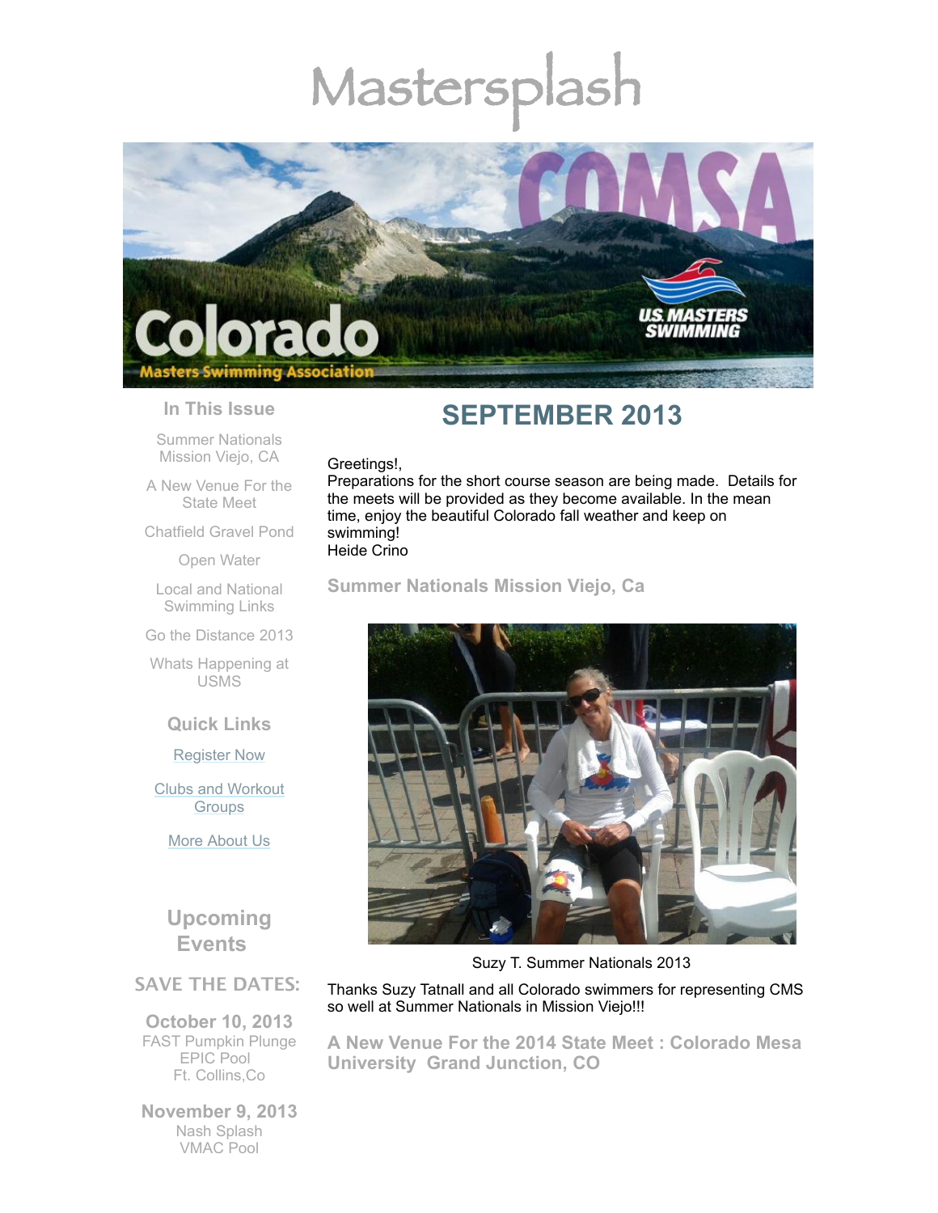# Mastersplash

## SEPTEMBER 2013

Greetings!,
Preparations for the short course season are being made. Details for the meets will be provided as they become available. In the mean time, enjoy the beautiful Colorado fall weather and keep on swimming!
Heide Crino

### Summer Nationals Mission Viejo, Ca

Suzy T. Summer Nationals 2013

Thanks Suzy Tatnall and all Colorado swimmers for representing CMS so well at Summer Nationals in Mission Viejo!!!

### A New Venue For the 2014 State Meet : Colorado Mesa University Grand Junction, CO

### In This Issue

Summer Nationals Mission Viejo, CA

A New Venue For the State Meet

Chatfield Gravel Pond

Open Water

Local and National Swimming Links

Go the Distance 2013

Whats Happening at USMS

### Quick Links

Register Now

Clubs and Workout Groups

More About Us

### Upcoming Events

SAVE THE DATES:

**October 10, 2013**
FAST Pumpkin Plunge
EPIC Pool
Ft. Collins,Co

**November 9, 2013**
Nash Splash
VMAC Pool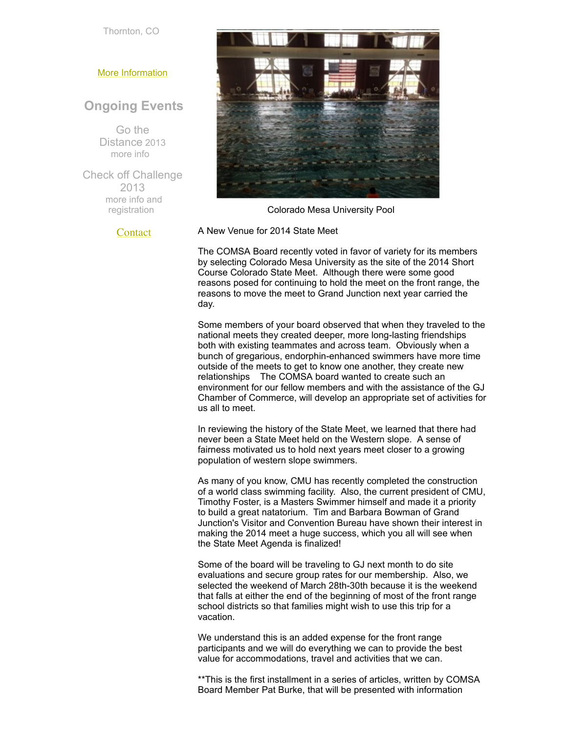Thornton, CO

More Information

## Ongoing Events

Go the Distance 2013
more info

Check off Challenge 2013
more info and registration

Contact

Colorado Mesa University Pool

A New Venue for 2014 State Meet

The COMSA Board recently voted in favor of variety for its members by selecting Colorado Mesa University as the site of the 2014 Short Course Colorado State Meet. Although there were some good reasons posed for continuing to hold the meet on the front range, the reasons to move the meet to Grand Junction next year carried the day.

Some members of your board observed that when they traveled to the national meets they created deeper, more long-lasting friendships both with existing teammates and across team. Obviously when a bunch of gregarious, endorphin-enhanced swimmers have more time outside of the meets to get to know one another, they create new relationships The COMSA board wanted to create such an environment for our fellow members and with the assistance of the GJ Chamber of Commerce, will develop an appropriate set of activities for us all to meet.

In reviewing the history of the State Meet, we learned that there had never been a State Meet held on the Western slope. A sense of fairness motivated us to hold next years meet closer to a growing population of western slope swimmers.

As many of you know, CMU has recently completed the construction of a world class swimming facility. Also, the current president of CMU, Timothy Foster, is a Masters Swimmer himself and made it a priority to build a great natatorium. Tim and Barbara Bowman of Grand Junction's Visitor and Convention Bureau have shown their interest in making the 2014 meet a huge success, which you all will see when the State Meet Agenda is finalized!

Some of the board will be traveling to GJ next month to do site evaluations and secure group rates for our membership. Also, we selected the weekend of March 28th-30th because it is the weekend that falls at either the end of the beginning of most of the front range school districts so that families might wish to use this trip for a vacation.

We understand this is an added expense for the front range participants and we will do everything we can to provide the best value for accommodations, travel and activities that we can.

**This is the first installment in a series of articles, written by COMSA Board Member Pat Burke, that will be presented with information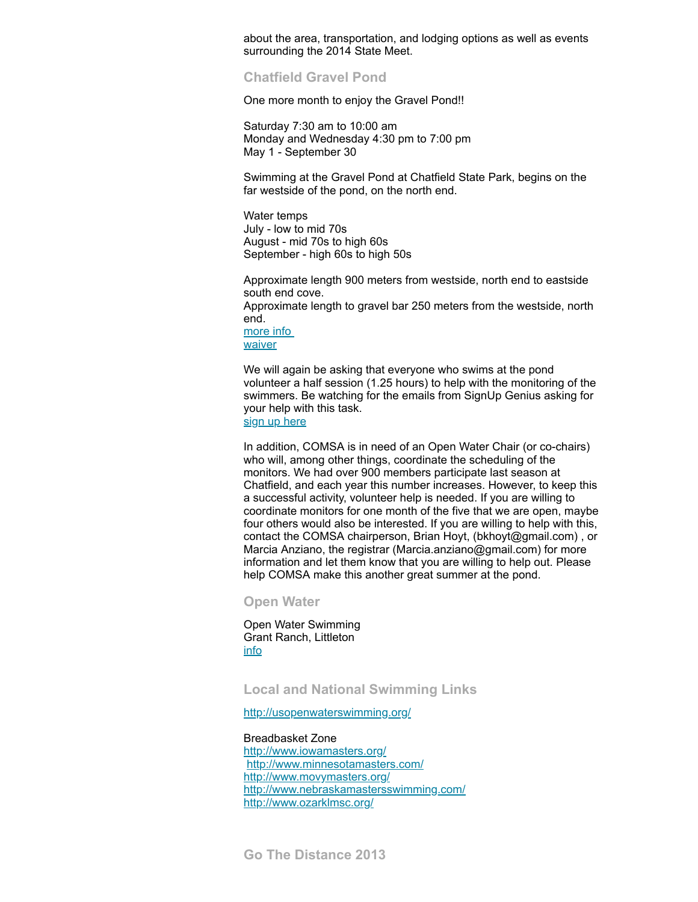about the area, transportation, and lodging options as well as events surrounding the 2014 State Meet.

## Chatfield Gravel Pond

One more month to enjoy the Gravel Pond!!

Saturday 7:30 am to 10:00 am
Monday and Wednesday 4:30 pm to 7:00 pm
May 1 - September 30

Swimming at the Gravel Pond at Chatfield State Park, begins on the far westside of the pond, on the north end.

Water temps
July - low to mid 70s
August - mid 70s to high 60s
September - high 60s to high 50s

Approximate length 900 meters from westside, north end to eastside south end cove.
Approximate length to gravel bar 250 meters from the westside, north end.
more info
waiver

We will again be asking that everyone who swims at the pond volunteer a half session (1.25 hours) to help with the monitoring of the swimmers. Be watching for the emails from SignUp Genius asking for your help with this task.
sign up here

In addition, COMSA is in need of an Open Water Chair (or co-chairs) who will, among other things, coordinate the scheduling of the monitors. We had over 900 members participate last season at Chatfield, and each year this number increases. However, to keep this a successful activity, volunteer help is needed. If you are willing to coordinate monitors for one month of the five that we are open, maybe four others would also be interested. If you are willing to help with this, contact the COMSA chairperson, Brian Hoyt, (bkhoyt@gmail.com) , or Marcia Anziano, the registrar (Marcia.anziano@gmail.com) for more information and let them know that you are willing to help out. Please help COMSA make this another great summer at the pond.

## Open Water

Open Water Swimming
Grant Ranch, Littleton
info

## Local and National Swimming Links

http://usopenwaterswimming.org/

Breadbasket Zone
http://www.iowamasters.org/
http://www.minnesotamasters.com/
http://www.movymasters.org/
http://www.nebraskamastersswimming.com/
http://www.ozarklmsc.org/

## Go The Distance 2013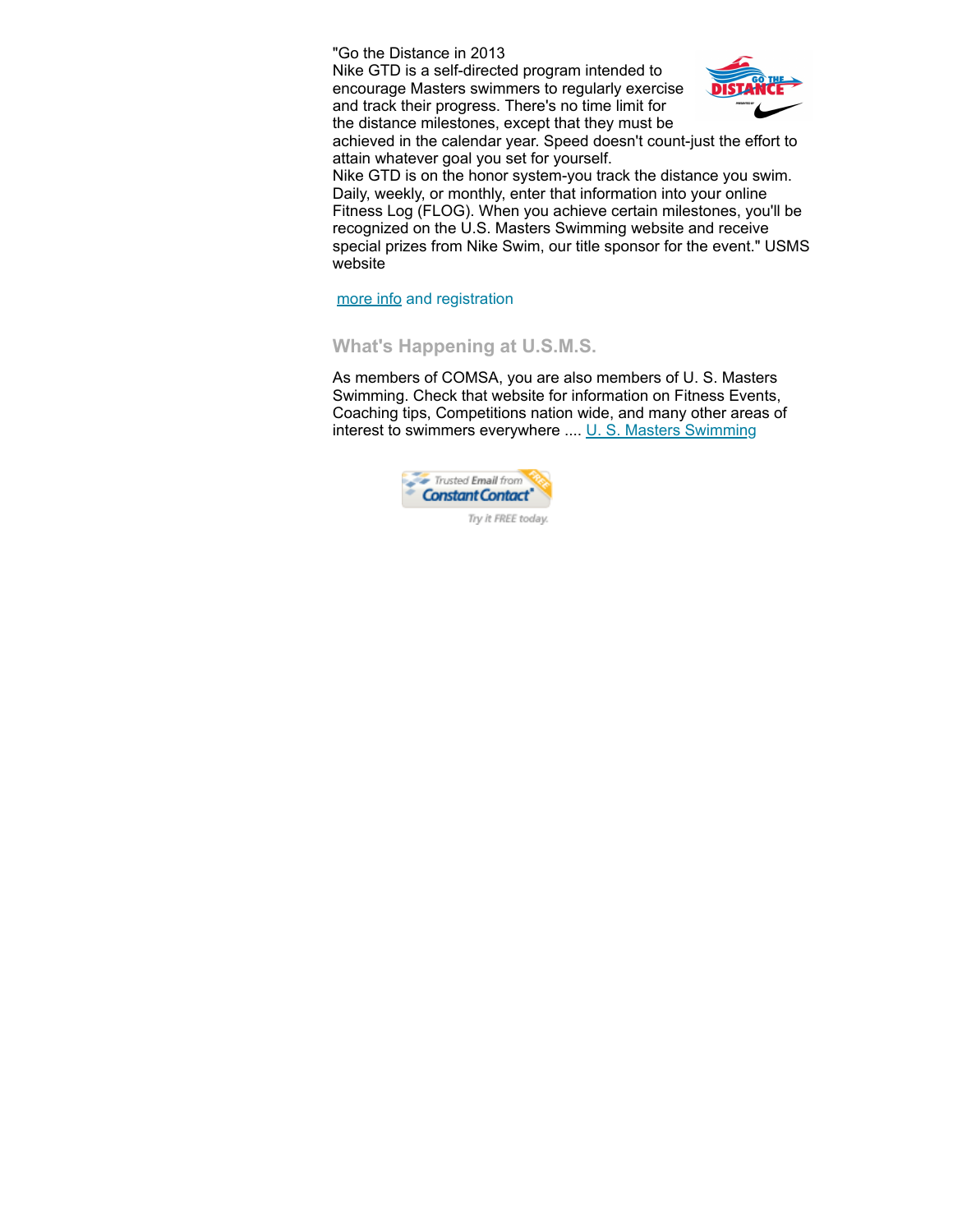"Go the Distance in 2013
Nike GTD is a self-directed program intended to encourage Masters swimmers to regularly exercise and track their progress. There's no time limit for the distance milestones, except that they must be achieved in the calendar year. Speed doesn't count-just the effort to attain whatever goal you set for yourself.
Nike GTD is on the honor system-you track the distance you swim. Daily, weekly, or monthly, enter that information into your online Fitness Log (FLOG). When you achieve certain milestones, you'll be recognized on the U.S. Masters Swimming website and receive special prizes from Nike Swim, our title sponsor for the event." USMS website

more info and registration

## What's Happening at U.S.M.S.

As members of COMSA, you are also members of U. S. Masters Swimming. Check that website for information on Fitness Events, Coaching tips, Competitions nation wide, and many other areas of interest to swimmers everywhere .... U. S. Masters Swimming